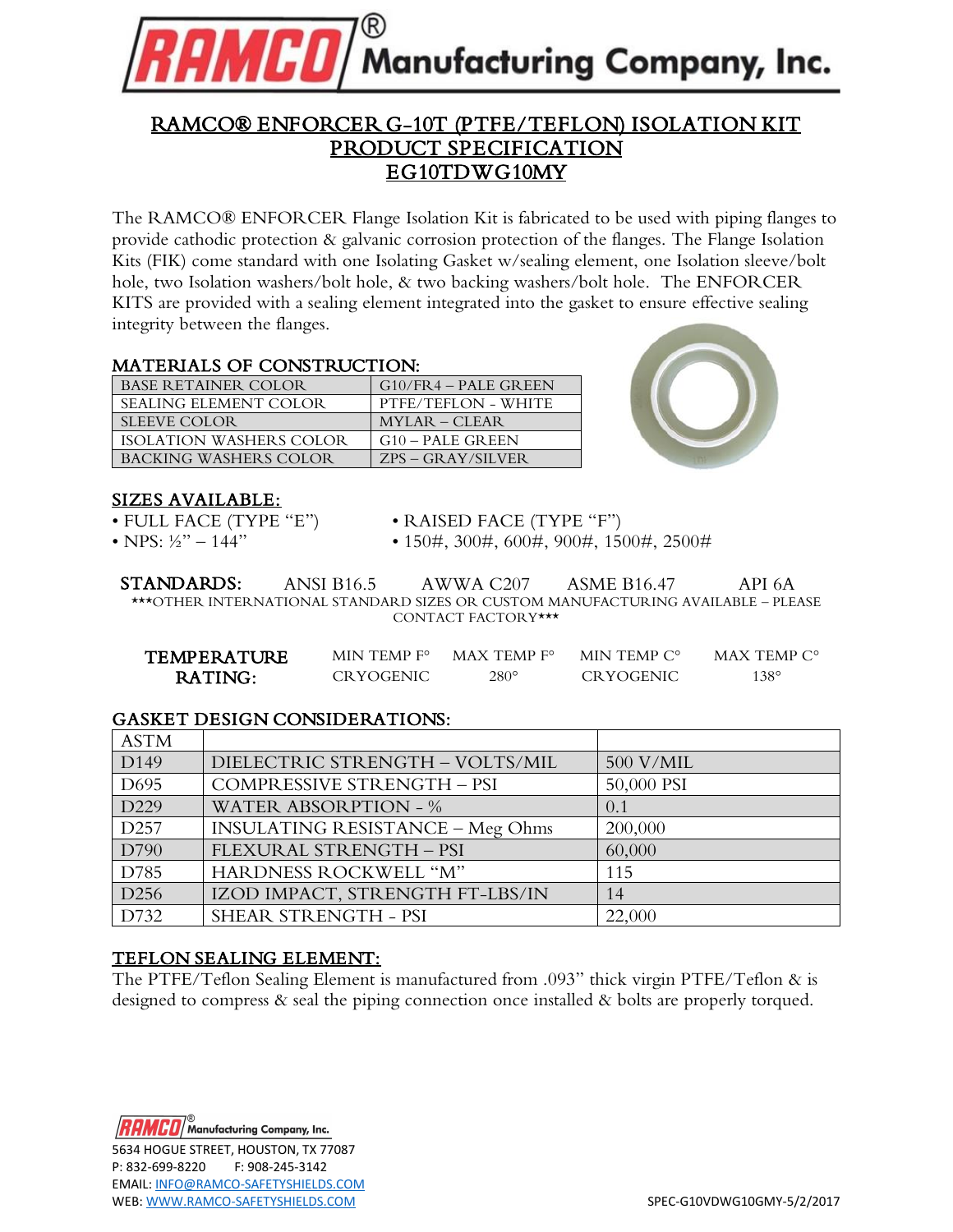# RAMCO® Manufacturing Company, Inc.

## RAMCO® ENFORCER G-10T (PTFE/TEFLON) ISOLATION KIT PRODUCT SPECIFICATION EG10TDWG10MY

The RAMCO® ENFORCER Flange Isolation Kit is fabricated to be used with piping flanges to provide cathodic protection & galvanic corrosion protection of the flanges. The Flange Isolation Kits (FIK) come standard with one Isolating Gasket w/sealing element, one Isolation sleeve/bolt hole, two Isolation washers/bolt hole, & two backing washers/bolt hole. The ENFORCER KITS are provided with a sealing element integrated into the gasket to ensure effective sealing integrity between the flanges.

### MATERIALS OF CONSTRUCTION:

| | |
|---|---|
| BASE RETAINER COLOR | G10/FR4 – PALE GREEN |
| SEALING ELEMENT COLOR | PTFE/TEFLON - WHITE |
| SLEEVE COLOR | MYLAR – CLEAR |
| ISOLATION WASHERS COLOR | G10 – PALE GREEN |
| BACKING WASHERS COLOR | ZPS – GRAY/SILVER |

### SIZES AVAILABLE:

- FULL FACE (TYPE "E")
- NPS: ½" – 144"
- RAISED FACE (TYPE "F")
- 150#, 300#, 600#, 900#, 1500#, 2500#

**STANDARDS:** ANSI B16.5 AWWA C207 ASME B16.47 API 6A

\*\*\*OTHER INTERNATIONAL STANDARD SIZES OR CUSTOM MANUFACTURING AVAILABLE – PLEASE CONTACT FACTORY\*\*\*

| TEMPERATURE RATING: | MIN TEMP F° | MAX TEMP F° | MIN TEMP C° | MAX TEMP C° |
|---|---|---|---|---|
| | CRYOGENIC | 280° | CRYOGENIC | 138° |

### GASKET DESIGN CONSIDERATIONS:

| ASTM | | |
|---|---|---|
| D149 | DIELECTRIC STRENGTH – VOLTS/MIL | 500 V/MIL |
| D695 | COMPRESSIVE STRENGTH – PSI | 50,000 PSI |
| D229 | WATER ABSORPTION - % | 0.1 |
| D257 | INSULATING RESISTANCE – Meg Ohms | 200,000 |
| D790 | FLEXURAL STRENGTH – PSI | 60,000 |
| D785 | HARDNESS ROCKWELL "M" | 115 |
| D256 | IZOD IMPACT, STRENGTH FT-LBS/IN | 14 |
| D732 | SHEAR STRENGTH - PSI | 22,000 |

### TEFLON SEALING ELEMENT:

The PTFE/Teflon Sealing Element is manufactured from .093" thick virgin PTFE/Teflon & is designed to compress & seal the piping connection once installed & bolts are properly torqued.

RAMCO® Manufacturing Company, Inc.
5634 HOGUE STREET, HOUSTON, TX 77087
P: 832-699-8220 F: 908-245-3142
EMAIL: INFO@RAMCO-SAFETYSHIELDS.COM
WEB: WWW.RAMCO-SAFETYSHIELDS.COM

SPEC-G10VDWG10GMY-5/2/2017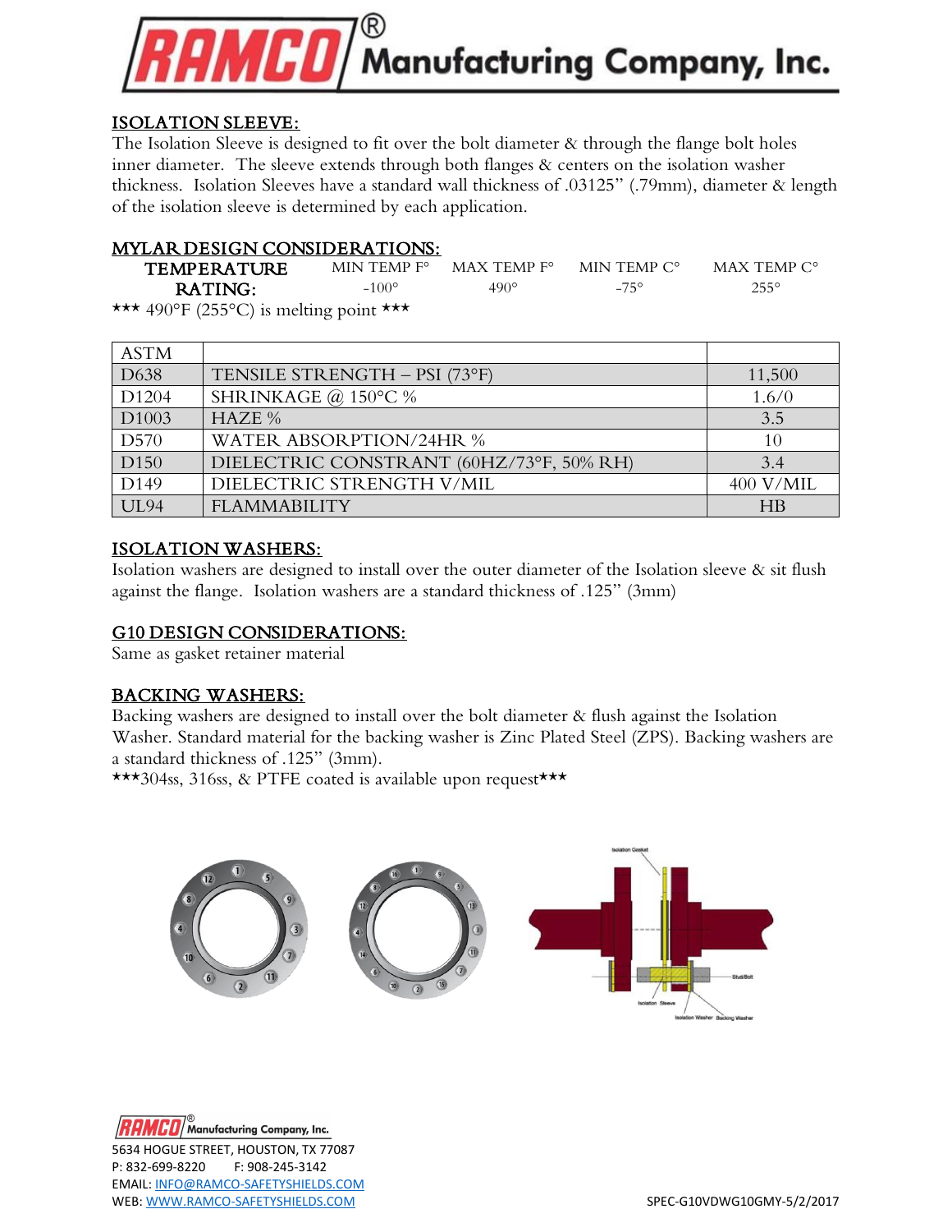## ISOLATION SLEEVE:

The Isolation Sleeve is designed to fit over the bolt diameter & through the flange bolt holes inner diameter. The sleeve extends through both flanges & centers on the isolation washer thickness. Isolation Sleeves have a standard wall thickness of .03125" (.79mm), diameter & length of the isolation sleeve is determined by each application.

## MYLAR DESIGN CONSIDERATIONS:

| | MIN TEMP F° | MAX TEMP F° | MIN TEMP C° | MAX TEMP C° |
|---|---|---|---|---|
| TEMPERATURE RATING: | -100° | 490° | -75° | 255° |

\*\*\* 490°F (255°C) is melting point \*\*\*

| ASTM | | |
|---|---|---|
| D638 | TENSILE STRENGTH – PSI (73°F) | 11,500 |
| D1204 | SHRINKAGE @ 150°C % | 1.6/0 |
| D1003 | HAZE % | 3.5 |
| D570 | WATER ABSORPTION/24HR % | 10 |
| D150 | DIELECTRIC CONSTRANT (60HZ/73°F, 50% RH) | 3.4 |
| D149 | DIELECTRIC STRENGTH V/MIL | 400 V/MIL |
| UL94 | FLAMMABILITY | HB |

## ISOLATION WASHERS:

Isolation washers are designed to install over the outer diameter of the Isolation sleeve & sit flush against the flange. Isolation washers are a standard thickness of .125" (3mm)

## G10 DESIGN CONSIDERATIONS:

Same as gasket retainer material

## BACKING WASHERS:

Backing washers are designed to install over the bolt diameter & flush against the Isolation Washer. Standard material for the backing washer is Zinc Plated Steel (ZPS). Backing washers are a standard thickness of .125" (3mm).

\*\*\*304ss, 316ss, & PTFE coated is available upon request\*\*\*

Isolation Gasket

Stud/Bolt

Isolation Sleeve

Isolation Washer

Backing Washer

RAMCO® Manufacturing Company, Inc.
5634 HOGUE STREET, HOUSTON, TX 77087
P: 832-699-8220 F: 908-245-3142
EMAIL: INFO@RAMCO-SAFETYSHIELDS.COM
WEB: WWW.RAMCO-SAFETYSHIELDS.COM

SPEC-G10VDWG10GMY-5/2/2017